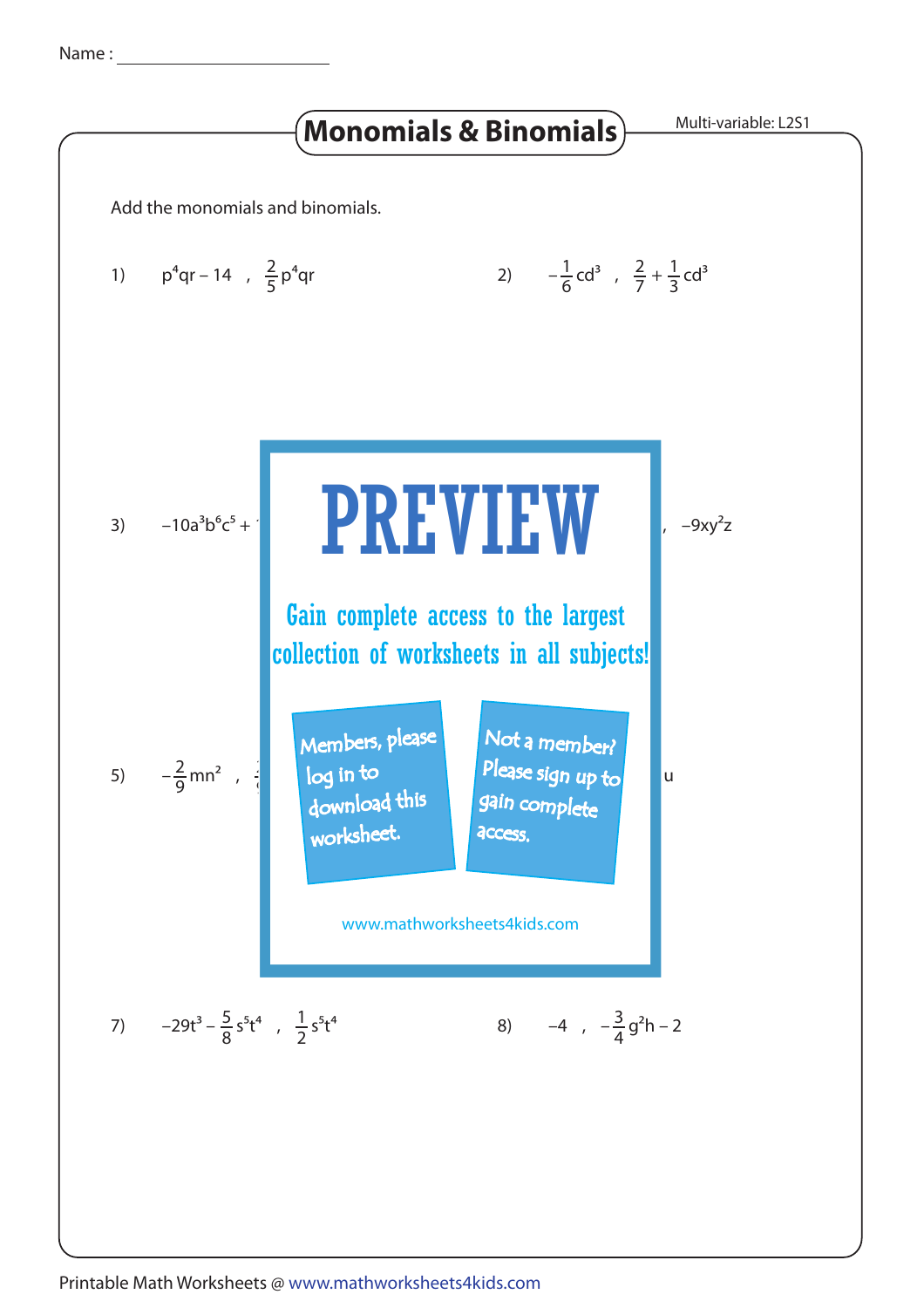Name :

# Monomials & Binomials

Multi-variable: L2S1

Add the monomials and binomials.

1) $p^4qr - 14$ , $\frac{2}{5}p^4qr$

2) $-\frac{1}{6}cd^3$ , $\frac{2}{7} + \frac{1}{3}cd^3$

3) $-10a^3b^6c^5 +$ … , $-9xy^2z$

## PREVIEW

Gain complete access to the largest collection of worksheets in all subjects!

Members, please log in to download this worksheet.

Not a member? Please sign up to gain complete access.

www.mathworksheets4kids.com

5) $-\frac{2}{9}mn^2$ , … u

7) $-29t^3 - \frac{5}{8}s^5t^4$ , $\frac{1}{2}s^5t^4$

8) $-4$ , $-\frac{3}{4}g^2h - 2$

Printable Math Worksheets @ www.mathworksheets4kids.com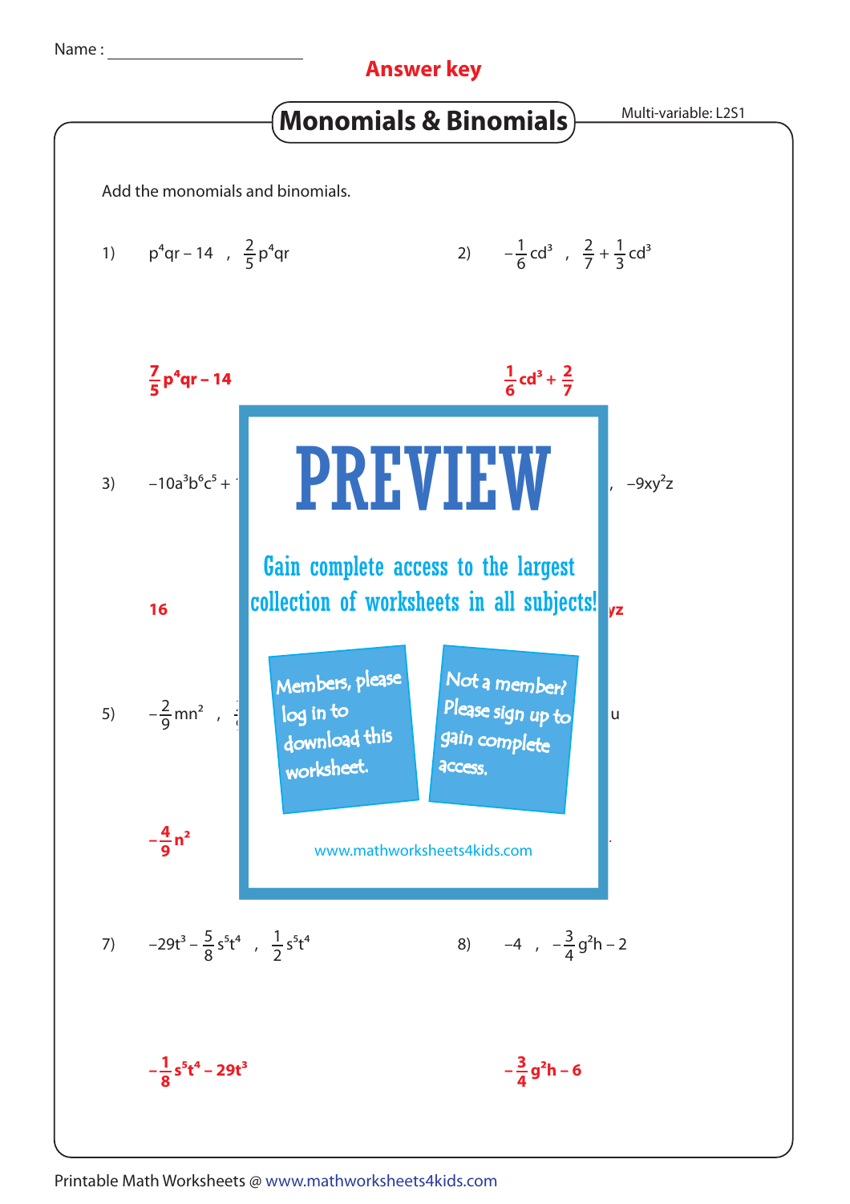Name : ____________________

**Answer key**

# Monomials & Binomials

Multi-variable: L2S1

Add the monomials and binomials.

1) $p^4qr - 14$ , $\frac{2}{5}p^4qr$

**$\frac{7}{5}p^4qr - 14$**

2) $-\frac{1}{6}cd^3$ , $\frac{2}{7} + \frac{1}{3}cd^3$

**$\frac{1}{6}cd^3 + \frac{2}{7}$**

3) $-10a^3b^6c^5 +$

**16**

4) , $-9xy^2z$

**yz**

5) $-\frac{2}{9}mn^2$ ,

**$-\frac{4}{9}n^2$**

6) u

PREVIEW

Gain complete access to the largest collection of worksheets in all subjects!

Members, please log in to download this worksheet.

Not a member? Please sign up to gain complete access.

www.mathworksheets4kids.com

7) $-29t^3 - \frac{5}{8}s^5t^4$ , $\frac{1}{2}s^5t^4$

**$-\frac{1}{8}s^5t^4 - 29t^3$**

8) $-4$ , $-\frac{3}{4}g^2h - 2$

**$-\frac{3}{4}g^2h - 6$**

Printable Math Worksheets @ www.mathworksheets4kids.com